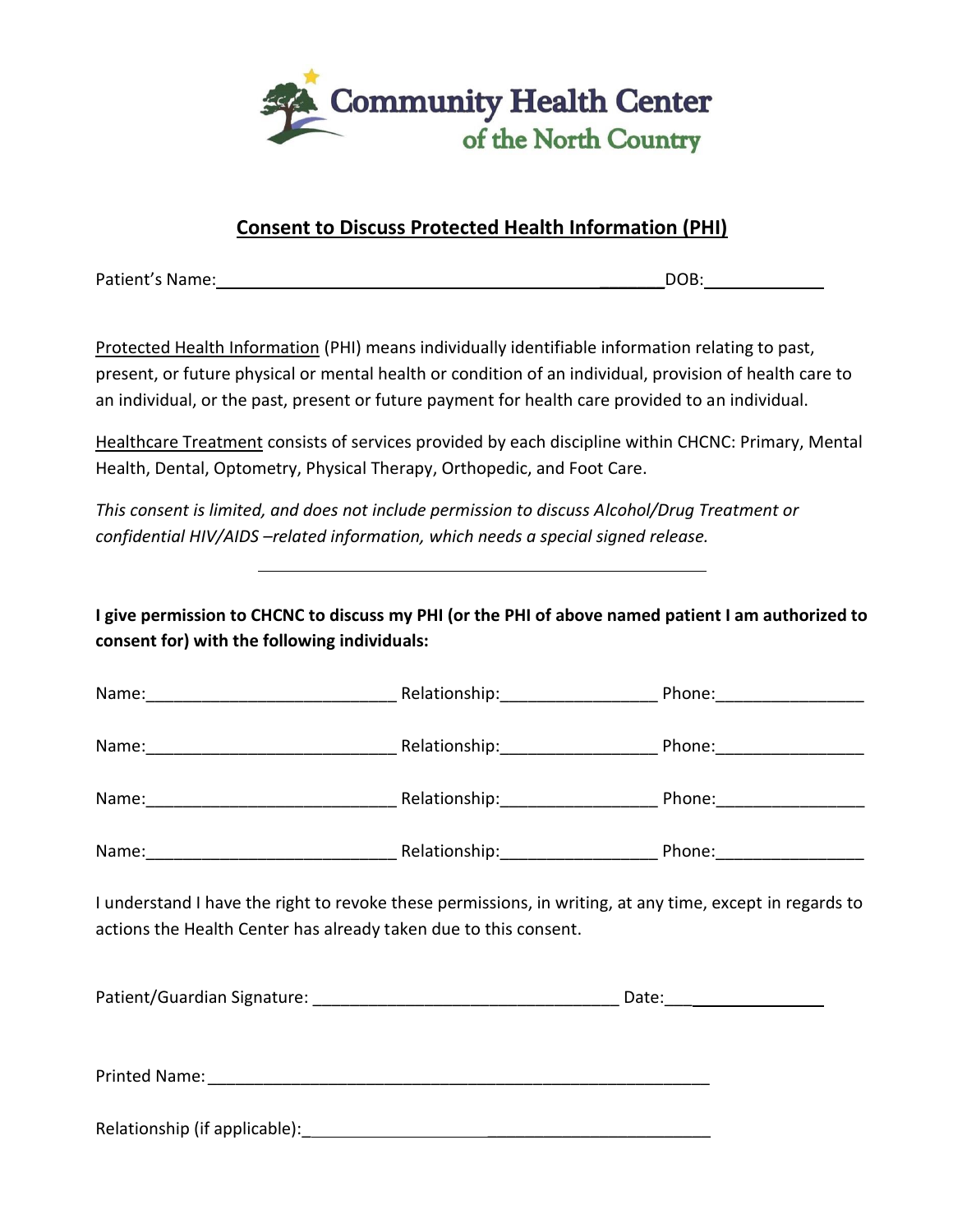Community Health Center of the North Country

## Consent to Discuss Protected Health Information (PHI)

Patient's Name:_______________________________________________ DOB:_____________

Protected Health Information (PHI) means individually identifiable information relating to past, present, or future physical or mental health or condition of an individual, provision of health care to an individual, or the past, present or future payment for health care provided to an individual.

Healthcare Treatment consists of services provided by each discipline within CHCNC: Primary, Mental Health, Dental, Optometry, Physical Therapy, Orthopedic, and Foot Care.

*This consent is limited, and does not include permission to discuss Alcohol/Drug Treatment or confidential HIV/AIDS –related information, which needs a special signed release.*

---

**I give permission to CHCNC to discuss my PHI (or the PHI of above named patient I am authorized to consent for) with the following individuals:**

Name:___________________________ Relationship:_________________ Phone:________________

Name:___________________________ Relationship:_________________ Phone:________________

Name:___________________________ Relationship:_________________ Phone:________________

Name:___________________________ Relationship:_________________ Phone:________________

I understand I have the right to revoke these permissions, in writing, at any time, except in regards to actions the Health Center has already taken due to this consent.

Patient/Guardian Signature: _________________________________ Date:__________________

Printed Name: _______________________________________________________

Relationship (if applicable):____________________________________________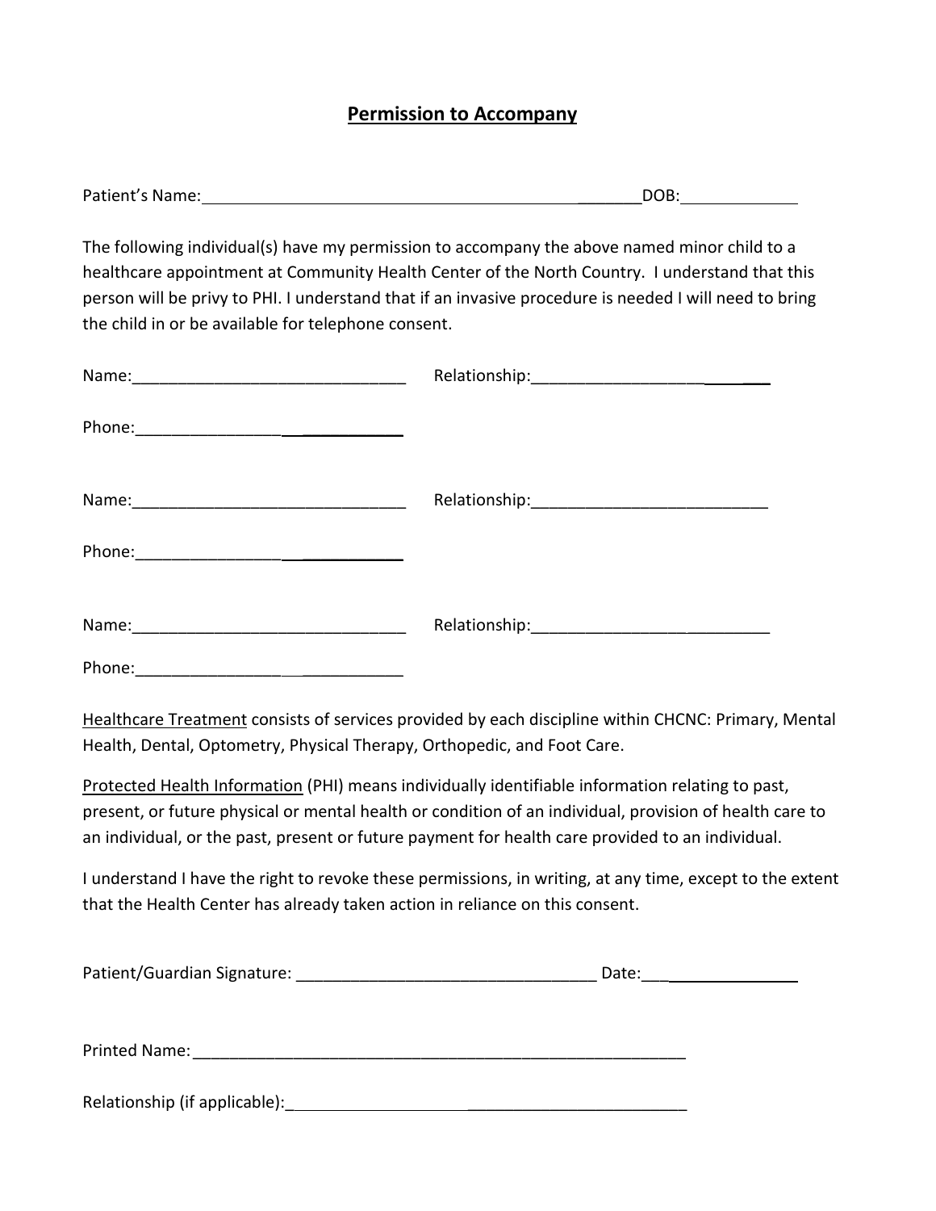# **Permission to Accompany**

Patient's Name:_______________________________________________DOB:____________

The following individual(s) have my permission to accompany the above named minor child to a healthcare appointment at Community Health Center of the North Country. I understand that this person will be privy to PHI. I understand that if an invasive procedure is needed I will need to bring the child in or be available for telephone consent.

Name:______________________________ Relationship:__________________________

Phone:____________________________

Name:______________________________ Relationship:__________________________

Phone:____________________________

Name:______________________________ Relationship:__________________________

Phone:____________________________

Healthcare Treatment consists of services provided by each discipline within CHCNC: Primary, Mental Health, Dental, Optometry, Physical Therapy, Orthopedic, and Foot Care.

Protected Health Information (PHI) means individually identifiable information relating to past, present, or future physical or mental health or condition of an individual, provision of health care to an individual, or the past, present or future payment for health care provided to an individual.

I understand I have the right to revoke these permissions, in writing, at any time, except to the extent that the Health Center has already taken action in reliance on this consent.

Patient/Guardian Signature: _________________________________ Date:_______________

Printed Name:_________________________________________________________

Relationship (if applicable):___________________________________________